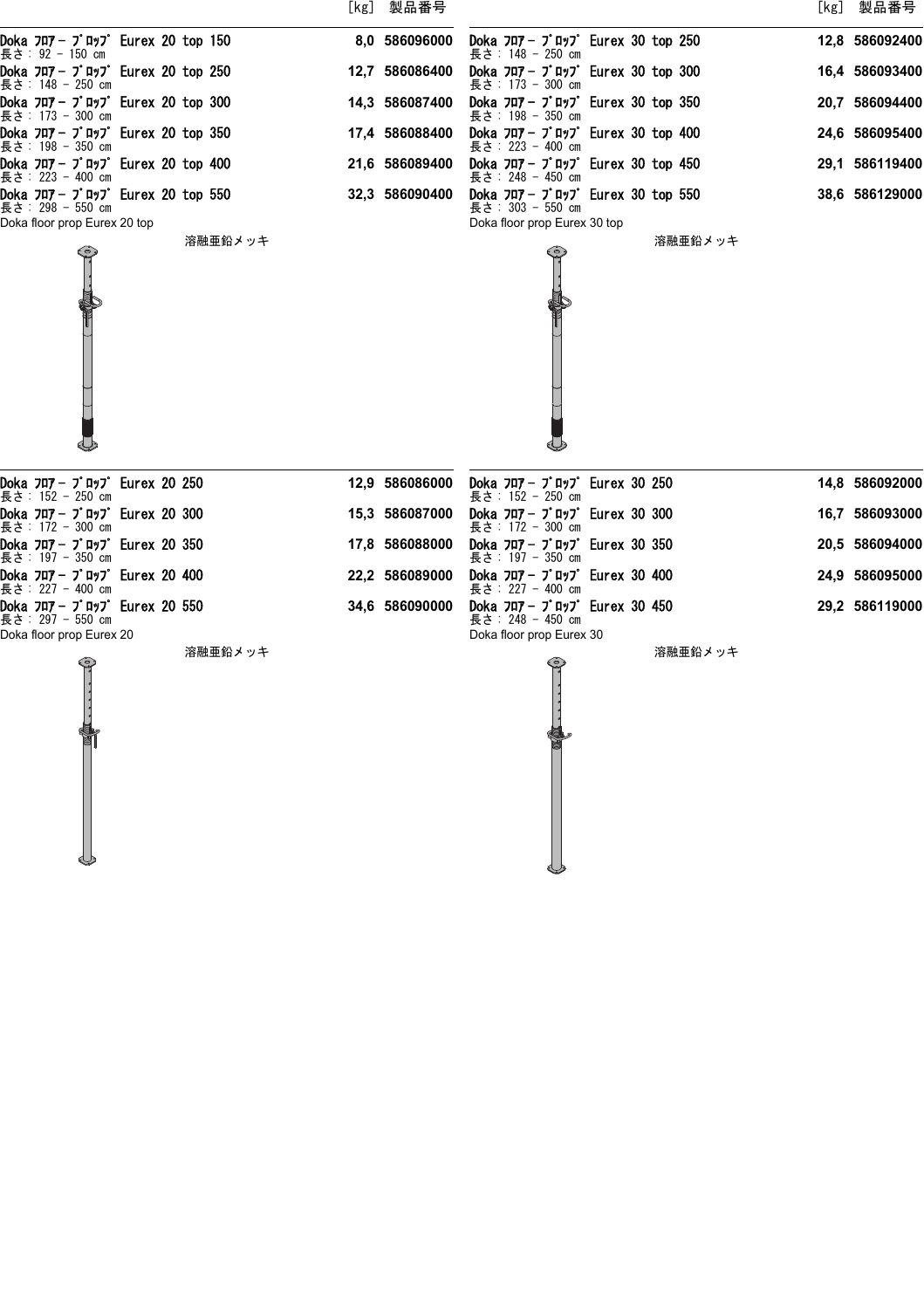| | [kg] | 製品番号 |
|---|---|---|
| **Doka フロアー プロップ Eurex 20 top 150**<br>長さ: 92 - 150 cm | 8,0 | 586096000 |
| **Doka フロアー プロップ Eurex 20 top 250**<br>長さ: 148 - 250 cm | 12,7 | 586086400 |
| **Doka フロアー プロップ Eurex 20 top 300**<br>長さ: 173 - 300 cm | 14,3 | 586087400 |
| **Doka フロアー プロップ Eurex 20 top 350**<br>長さ: 198 - 350 cm | 17,4 | 586088400 |
| **Doka フロアー プロップ Eurex 20 top 400**<br>長さ: 223 - 400 cm | 21,6 | 586089400 |
| **Doka フロアー プロップ Eurex 20 top 550**<br>長さ: 298 - 550 cm | 32,3 | 586090400 |

Doka floor prop Eurex 20 top

溶融亜鉛メッキ

| | [kg] | 製品番号 |
|---|---|---|
| **Doka フロアー プロップ Eurex 30 top 250**<br>長さ: 148 - 250 cm | 12,8 | 586092400 |
| **Doka フロアー プロップ Eurex 30 top 300**<br>長さ: 173 - 300 cm | 16,4 | 586093400 |
| **Doka フロアー プロップ Eurex 30 top 350**<br>長さ: 198 - 350 cm | 20,7 | 586094400 |
| **Doka フロアー プロップ Eurex 30 top 400**<br>長さ: 223 - 400 cm | 24,6 | 586095400 |
| **Doka フロアー プロップ Eurex 30 top 450**<br>長さ: 248 - 450 cm | 29,1 | 586119400 |
| **Doka フロアー プロップ Eurex 30 top 550**<br>長さ: 303 - 550 cm | 38,6 | 586129000 |

Doka floor prop Eurex 30 top

溶融亜鉛メッキ

| | [kg] | 製品番号 |
|---|---|---|
| **Doka フロアー プロップ Eurex 20 250**<br>長さ: 152 - 250 cm | 12,9 | 586086000 |
| **Doka フロアー プロップ Eurex 20 300**<br>長さ: 172 - 300 cm | 15,3 | 586087000 |
| **Doka フロアー プロップ Eurex 20 350**<br>長さ: 197 - 350 cm | 17,8 | 586088000 |
| **Doka フロアー プロップ Eurex 20 400**<br>長さ: 227 - 400 cm | 22,2 | 586089000 |
| **Doka フロアー プロップ Eurex 20 550**<br>長さ: 297 - 550 cm | 34,6 | 586090000 |

Doka floor prop Eurex 20

溶融亜鉛メッキ

| | [kg] | 製品番号 |
|---|---|---|
| **Doka フロアー プロップ Eurex 30 250**<br>長さ: 152 - 250 cm | 14,8 | 586092000 |
| **Doka フロアー プロップ Eurex 30 300**<br>長さ: 172 - 300 cm | 16,7 | 586093000 |
| **Doka フロアー プロップ Eurex 30 350**<br>長さ: 197 - 350 cm | 20,5 | 586094000 |
| **Doka フロアー プロップ Eurex 30 400**<br>長さ: 227 - 400 cm | 24,9 | 586095000 |
| **Doka フロアー プロップ Eurex 30 450**<br>長さ: 248 - 450 cm | 29,2 | 586119000 |

Doka floor prop Eurex 30

溶融亜鉛メッキ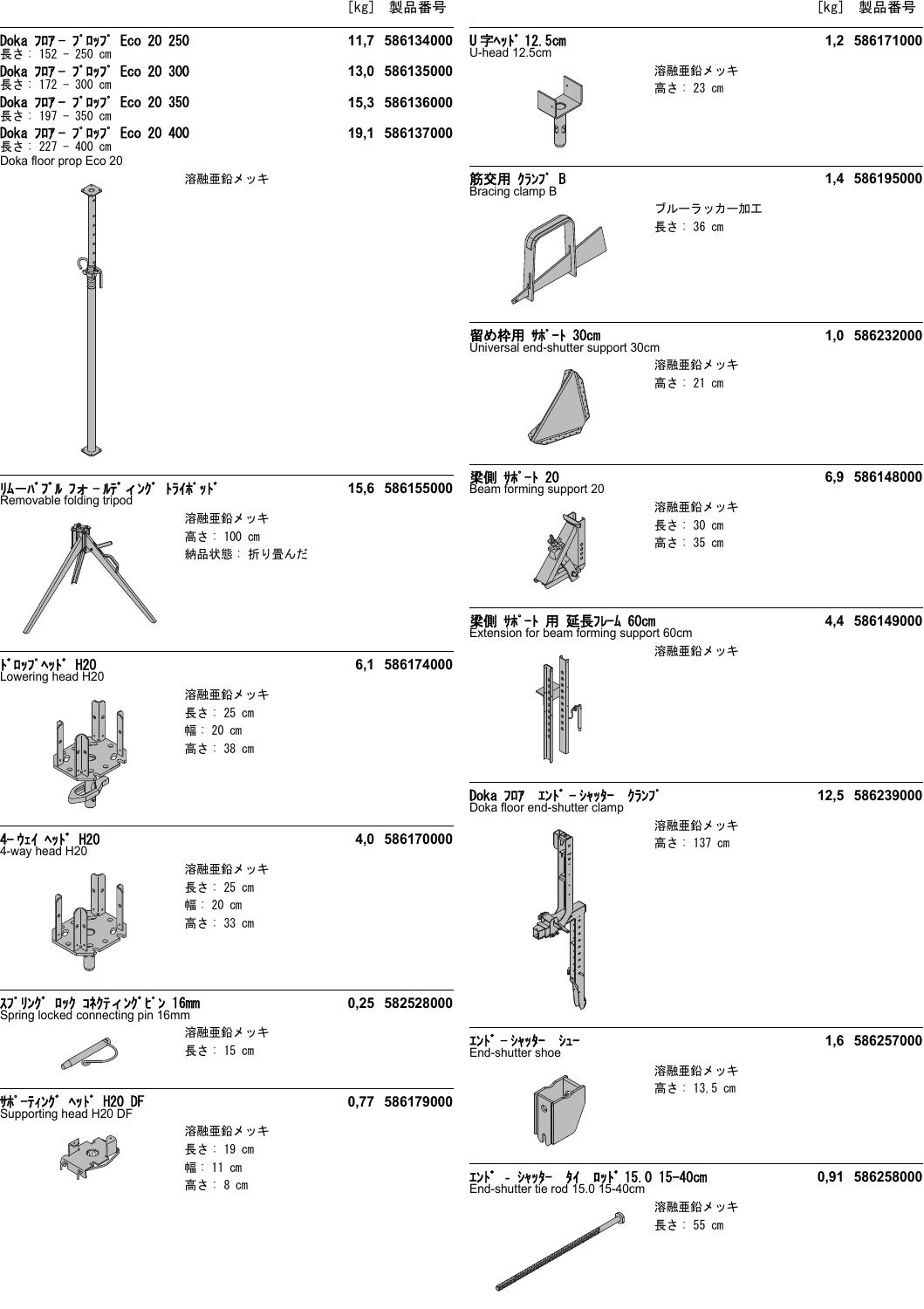| | [kg] | 製品番号 |
|---|---|---|
| **Doka ﾌﾛｱｰ ﾌﾟﾛｯﾌﾟ Eco 20 250**<br>長さ: 152 - 250 cm | 11,7 | 586134000 |
| **Doka ﾌﾛｱｰ ﾌﾟﾛｯﾌﾟ Eco 20 300**<br>長さ: 172 - 300 cm | 13,0 | 586135000 |
| **Doka ﾌﾛｱｰ ﾌﾟﾛｯﾌﾟ Eco 20 350**<br>長さ: 197 - 350 cm | 15,3 | 586136000 |
| **Doka ﾌﾛｱｰ ﾌﾟﾛｯﾌﾟ Eco 20 400**<br>長さ: 227 - 400 cm | 19,1 | 586137000 |

Doka floor prop Eco 20

溶融亜鉛メッキ

| | [kg] | 製品番号 |
|---|---|---|
| **ﾘﾑｰﾊﾞﾌﾞﾙ ﾌｫｰﾙﾃﾞｨﾝｸﾞ ﾄﾗｲﾎﾟｯﾄﾞ**<br>Removable folding tripod | 15,6 | 586155000 |

溶融亜鉛メッキ
高さ: 100 cm
納品状態: 折り畳んだ

| | [kg] | 製品番号 |
|---|---|---|
| **ﾄﾞﾛｯﾌﾟﾍｯﾄﾞ H20**<br>Lowering head H20 | 6,1 | 586174000 |

溶融亜鉛メッキ
長さ: 25 cm
幅: 20 cm
高さ: 38 cm

| | [kg] | 製品番号 |
|---|---|---|
| **4ｰｳｪｲ ﾍｯﾄﾞ H20**<br>4-way head H20 | 4,0 | 586170000 |

溶融亜鉛メッキ
長さ: 25 cm
幅: 20 cm
高さ: 33 cm

| | [kg] | 製品番号 |
|---|---|---|
| **ｽﾌﾟﾘﾝｸﾞ ﾛｯｸ ｺﾈｸﾃｨﾝｸﾞﾋﾟﾝ 16mm**<br>Spring locked connecting pin 16mm | 0,25 | 582528000 |

溶融亜鉛メッキ
長さ: 15 cm

| | [kg] | 製品番号 |
|---|---|---|
| **ｻﾎﾟｰﾃｨﾝｸﾞ ﾍｯﾄﾞ H20 DF**<br>Supporting head H20 DF | 0,77 | 586179000 |

溶融亜鉛メッキ
長さ: 19 cm
幅: 11 cm
高さ: 8 cm

| | [kg] | 製品番号 |
|---|---|---|
| **U字ﾍｯﾄﾞ 12.5cm**<br>U-head 12.5cm | 1,2 | 586171000 |

溶融亜鉛メッキ
高さ: 23 cm

| | [kg] | 製品番号 |
|---|---|---|
| **筋交用 ｸﾗﾝﾌﾟ B**<br>Bracing clamp B | 1,4 | 586195000 |

ブルーラッカー加工
長さ: 36 cm

| | [kg] | 製品番号 |
|---|---|---|
| **留め枠用 ｻﾎﾟｰﾄ 30cm**<br>Universal end-shutter support 30cm | 1,0 | 586232000 |

溶融亜鉛メッキ
高さ: 21 cm

| | [kg] | 製品番号 |
|---|---|---|
| **梁側 ｻﾎﾟｰﾄ 20**<br>Beam forming support 20 | 6,9 | 586148000 |

溶融亜鉛メッキ
長さ: 30 cm
高さ: 35 cm

| | [kg] | 製品番号 |
|---|---|---|
| **梁側 ｻﾎﾟｰﾄ 用 延長ﾌﾚｰﾑ 60cm**<br>Extension for beam forming support 60cm | 4,4 | 586149000 |

溶融亜鉛メッキ

| | [kg] | 製品番号 |
|---|---|---|
| **Doka ﾌﾛｱ ｴﾝﾄﾞｰｼｬｯﾀｰ ｸﾗﾝﾌﾟ**<br>Doka floor end-shutter clamp | 12,5 | 586239000 |

溶融亜鉛メッキ
高さ: 137 cm

| | [kg] | 製品番号 |
|---|---|---|
| **ｴﾝﾄﾞｰｼｬｯﾀｰ ｼｭｰ**<br>End-shutter shoe | 1,6 | 586257000 |

溶融亜鉛メッキ
高さ: 13,5 cm

| | [kg] | 製品番号 |
|---|---|---|
| **ｴﾝﾄﾞ - ｼｬｯﾀｰ ﾀｲ ﾛｯﾄﾞ 15.0 15-40cm**<br>End-shutter tie rod 15.0 15-40cm | 0,91 | 586258000 |

溶融亜鉛メッキ
長さ: 55 cm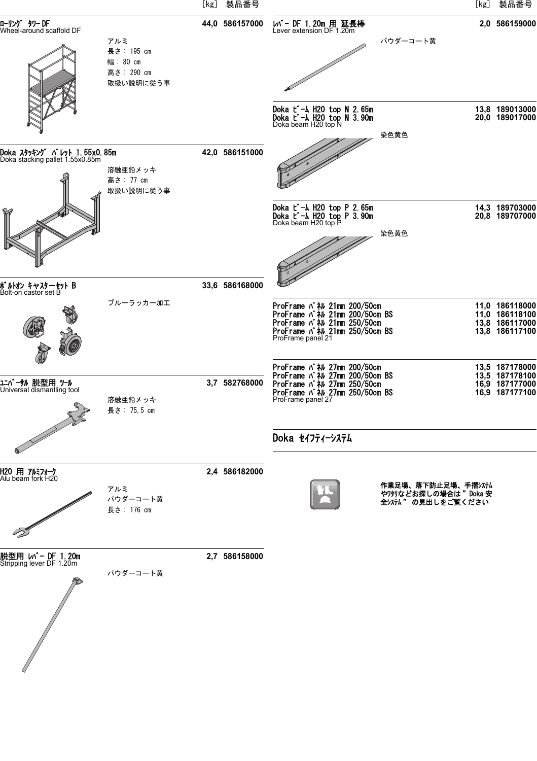| | [kg] | 製品番号 |
|---|---|---|

**ﾛｰﾘﾝｸﾞ ﾀﾜｰ DF** 44,0 586157000
Wheel-around scaffold DF

アルミ
長さ： 195 cm
幅： 80 cm
高さ： 290 cm
取扱い説明に従う事

**Doka ｽﾀｯｷﾝｸﾞ ﾊﾟﾚｯﾄ 1.55x0.85m** 42,0 586151000
Doka stacking pallet 1.55x0.85m

溶融亜鉛メッキ
高さ： 77 cm
取扱い説明に従う事

**ﾎﾞﾙﾄｵﾝ ｷｬｽﾀｰｾｯﾄ B** 33,6 586168000
Bolt-on castor set B

ブルーラッカー加工

**ﾕﾆﾊﾞｰｻﾙ 脱型用 ﾂｰﾙ** 3,7 582768000
Universal dismantling tool

溶融亜鉛メッキ
長さ： 75,5 cm

**H20 用 ｱﾙﾐﾌｫｰｸ** 2,4 586182000
Alu beam fork H20

アルミ
パウダーコート黄
長さ： 176 cm

**脱型用 ﾚﾊﾞｰ DF 1.20m** 2,7 586158000
Stripping lever DF 1.20m

パウダーコート黄

**ﾚﾊﾞｰ DF 1.20m 用 延長棒** 2,0 586159000
Lever extension DF 1.20m

パウダーコート黄

**Doka ﾋﾞｰﾑ H20 top N 2.65m** 13,8 189013000
**Doka ﾋﾞｰﾑ H20 top N 3.90m** 20,0 189017000
Doka beam H20 top N

染色黄色

**Doka ﾋﾞｰﾑ H20 top P 2.65m** 14,3 189703000
**Doka ﾋﾞｰﾑ H20 top P 3.90m** 20,8 189707000
Doka beam H20 top P

染色黄色

**ProFrame ﾊﾟﾈﾙ 21mm 200/50cm** 11,0 186118000
**ProFrame ﾊﾟﾈﾙ 21mm 200/50cm BS** 11,0 186118100
**ProFrame ﾊﾟﾈﾙ 21mm 250/50cm** 13,8 186117000
**ProFrame ﾊﾟﾈﾙ 21mm 250/50cm BS** 13,8 186117100
ProFrame panel 21

**ProFrame ﾊﾟﾈﾙ 27mm 200/50cm** 13,5 187178000
**ProFrame ﾊﾟﾈﾙ 27mm 200/50cm BS** 13,5 187178100
**ProFrame ﾊﾟﾈﾙ 27mm 250/50cm** 16,9 187177000
**ProFrame ﾊﾟﾈﾙ 27mm 250/50cm BS** 16,9 187177100
ProFrame panel 27

## Doka ｾｲﾌﾃｨｰｼｽﾃﾑ

**作業足場、落下防止足場、手摺ｼｽﾃﾑやﾜﾀﾘなどお探しの場合は "Doka 安全ｼｽﾃﾑ" の見出しをご覧ください**